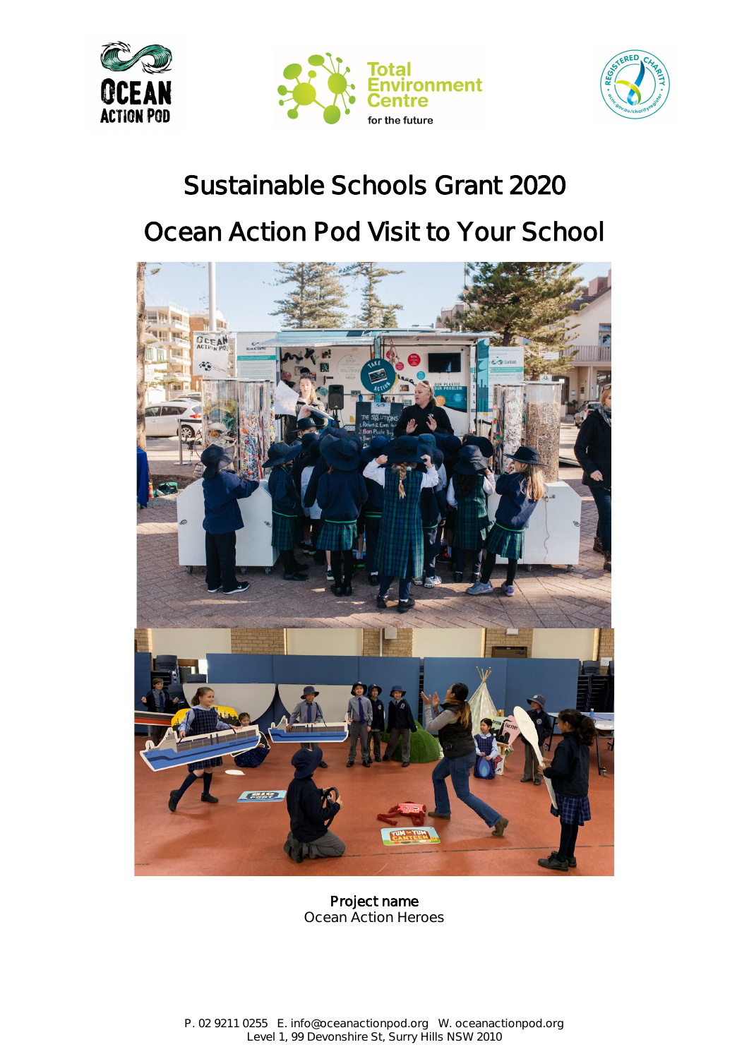# Sustainable Schools Grant 2020

# Ocean Action Pod Visit to Your School

**Project name**
Ocean Action Heroes

P. 02 9211 0255 E. info@oceanactionpod.org W. oceanactionpod.org
Level 1, 99 Devonshire St, Surry Hills NSW 2010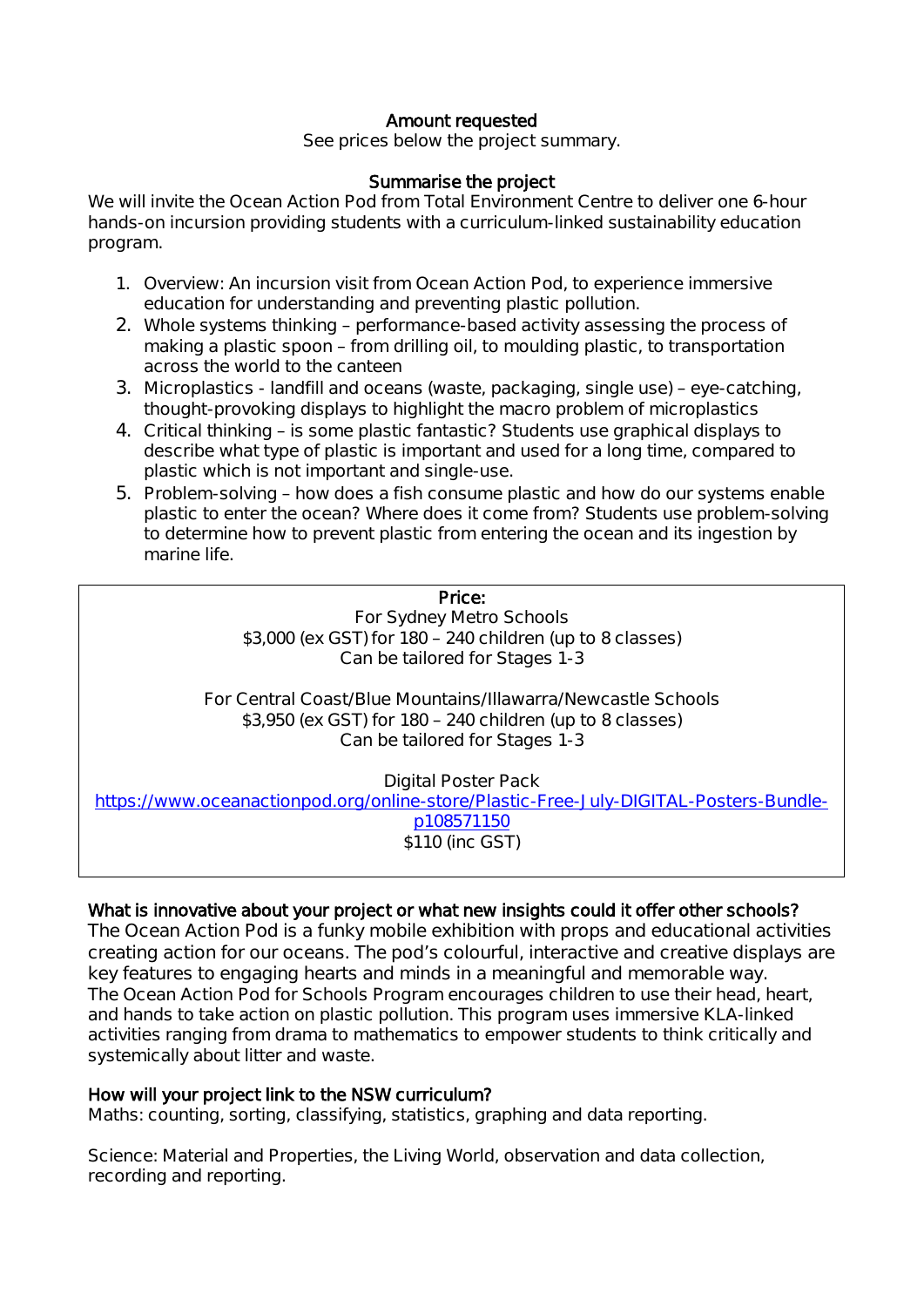**Amount requested**

See prices below the project summary.

**Summarise the project**

We will invite the Ocean Action Pod from Total Environment Centre to deliver one 6-hour hands-on incursion providing students with a curriculum-linked sustainability education program.

1. Overview: An incursion visit from Ocean Action Pod, to experience immersive education for understanding and preventing plastic pollution.
2. Whole systems thinking – performance-based activity assessing the process of making a plastic spoon – from drilling oil, to moulding plastic, to transportation across the world to the canteen
3. Microplastics - landfill and oceans (waste, packaging, single use) – eye-catching, thought-provoking displays to highlight the macro problem of microplastics
4. Critical thinking – is some plastic fantastic? Students use graphical displays to describe what type of plastic is important and used for a long time, compared to plastic which is not important and single-use.
5. Problem-solving – how does a fish consume plastic and how do our systems enable plastic to enter the ocean? Where does it come from? Students use problem-solving to determine how to prevent plastic from entering the ocean and its ingestion by marine life.

**Price:**

For Sydney Metro Schools
$3,000 (ex GST) for 180 – 240 children (up to 8 classes)
Can be tailored for Stages 1-3

For Central Coast/Blue Mountains/Illawarra/Newcastle Schools
$3,950 (ex GST) for 180 – 240 children (up to 8 classes)
Can be tailored for Stages 1-3

Digital Poster Pack
https://www.oceanactionpod.org/online-store/Plastic-Free-July-DIGITAL-Posters-Bundle-p108571150
$110 (inc GST)

**What is innovative about your project or what new insights could it offer other schools?**

The Ocean Action Pod is a funky mobile exhibition with props and educational activities creating action for our oceans. The pod's colourful, interactive and creative displays are key features to engaging hearts and minds in a meaningful and memorable way.
The Ocean Action Pod for Schools Program encourages children to use their head, heart, and hands to take action on plastic pollution. This program uses immersive KLA-linked activities ranging from drama to mathematics to empower students to think critically and systemically about litter and waste.

**How will your project link to the NSW curriculum?**

Maths: counting, sorting, classifying, statistics, graphing and data reporting.

Science: Material and Properties, the Living World, observation and data collection, recording and reporting.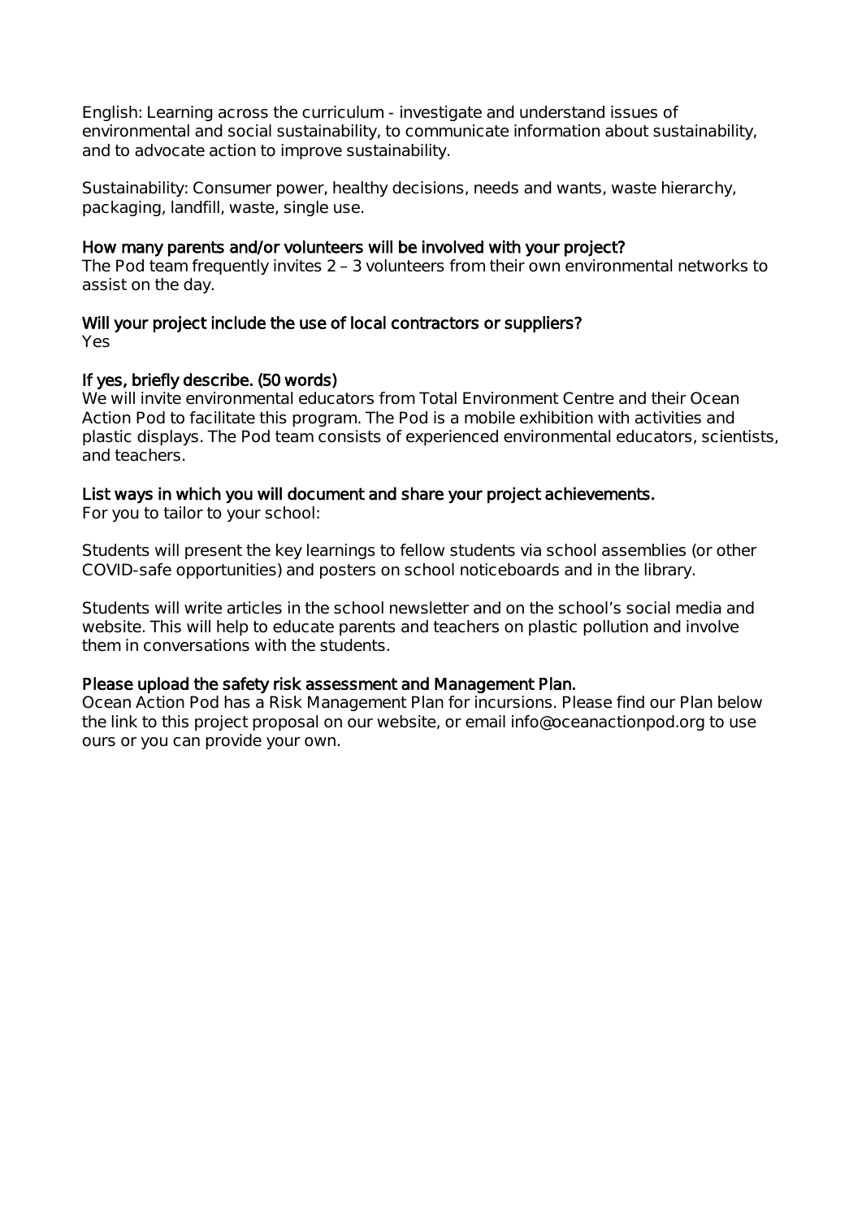English: Learning across the curriculum - investigate and understand issues of environmental and social sustainability, to communicate information about sustainability, and to advocate action to improve sustainability.

Sustainability: Consumer power, healthy decisions, needs and wants, waste hierarchy, packaging, landfill, waste, single use.

**How many parents and/or volunteers will be involved with your project?**

The Pod team frequently invites 2 – 3 volunteers from their own environmental networks to assist on the day.

**Will your project include the use of local contractors or suppliers?**

Yes

**If yes, briefly describe. (50 words)**

We will invite environmental educators from Total Environment Centre and their Ocean Action Pod to facilitate this program. The Pod is a mobile exhibition with activities and plastic displays. The Pod team consists of experienced environmental educators, scientists, and teachers.

**List ways in which you will document and share your project achievements.**

For you to tailor to your school:

Students will present the key learnings to fellow students via school assemblies (or other COVID-safe opportunities) and posters on school noticeboards and in the library.

Students will write articles in the school newsletter and on the school's social media and website. This will help to educate parents and teachers on plastic pollution and involve them in conversations with the students.

**Please upload the safety risk assessment and Management Plan.**

Ocean Action Pod has a Risk Management Plan for incursions. Please find our Plan below the link to this project proposal on our website, or email info@oceanactionpod.org to use ours or you can provide your own.